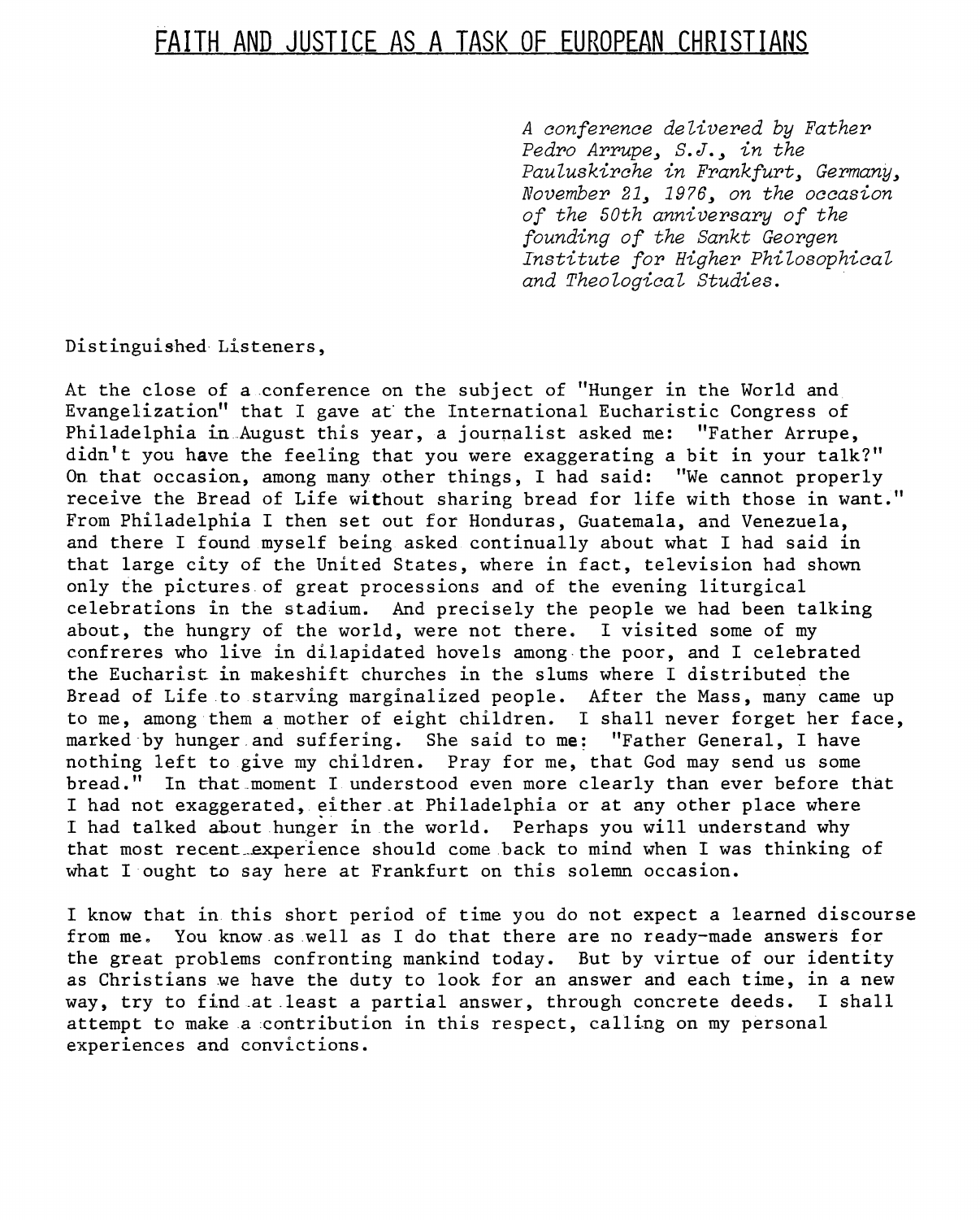# FAITH AND JUSTICE AS A TASK OF EUROPEAN CHRISTIANS

*A conference delivered by Father Pedro Arrupe, S.J., in the Pauluskirche in Frankfurt, Germany, November 21, 1976, on the occasion of the 50th anniversary of the founding of the Sankt Georgen Institute for Higher Philosophical and Theological Studies.*

Distinguished Listeners,

At the close of a conference on the subject of "Hunger in the World and Evangelization" that I gave at the International Eucharistic Congress of Philadelphia in August this year, a journalist asked me: "Father Arrupe, didn't you have the feeling that you were exaggerating a bit in your talk?" On that occasion, among many other things, I had said: "We cannot properly receive the Bread of Life without sharing bread for life with those in want." From Philadelphia I then set out for Honduras, Guatemala, and Venezuela, and there I found myself being asked continually about what I had said in that large city of the United States, where in fact, television had shown only the pictures of great processions and of the evening liturgical celebrations in the stadium. And precisely the people we had been talking about, the hungry of the world, were not there. I visited some of my confreres who live in dilapidated hovels among the poor, and I celebrated the Eucharist in makeshift churches in the slums where I distributed the Bread of Life to starving marginalized people. After the Mass, many came up to me, among them a mother of eight children. I shall never forget her face, marked by hunger and suffering. She said to me: "Father General, I have nothing left to give my children. Pray for me, that God may send us some bread." In that moment I understood even more clearly than ever before that I had not exaggerated, either at Philadelphia or at any other place where I had talked about hunger in the world. Perhaps you will understand why that most recent experience should come back to mind when I was thinking of what I ought to say here at Frankfurt on this solemn occasion.

I know that in this short period of time you do not expect a learned discourse from me. You know as well as I do that there are no ready-made answers for the great problems confronting mankind today. But by virtue of our identity as Christians we have the duty to look for an answer and each time, in a new way, try to find at least a partial answer, through concrete deeds. I shall attempt to make a contribution in this respect, calling on my personal experiences and convictions.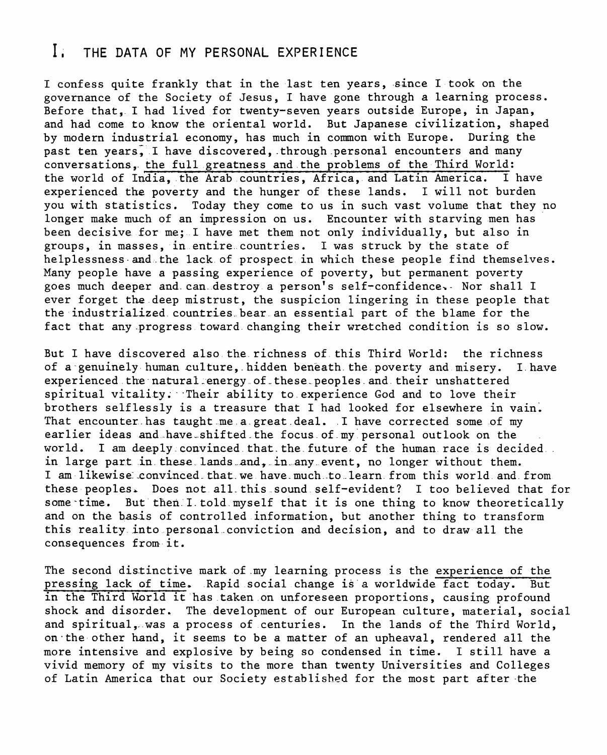## I. THE DATA OF MY PERSONAL EXPERIENCE

I confess quite frankly that in the last ten years, since I took on the governance of the Society of Jesus, I have gone through a learning process. Before that, I had lived for twenty-seven years outside Europe, in Japan, and had come to know the oriental world. But Japanese civilization, shaped by modern industrial economy, has much in common with Europe. During the past ten years, I have discovered, through personal encounters and many conversations, the full greatness and the problems of the Third World: the world of India, the Arab countries, Africa, and Latin America. I have experienced the poverty and the hunger of these lands. I will not burden you with statistics. Today they come to us in such vast volume that they no longer make much of an impression on us. Encounter with starving men has been decisive for me; I have met them not only individually, but also in groups, in masses, in entire countries. I was struck by the state of helplessness and the lack of prospect in which these people find themselves. Many people have a passing experience of poverty, but permanent poverty goes much deeper and can destroy a person's self-confidence. Nor shall I ever forget the deep mistrust, the suspicion lingering in these people that the industrialized countries bear an essential part of the blame for the fact that any progress toward changing their wretched condition is so slow.

But I have discovered also the richness of this Third World: the richness of a genuinely human culture, hidden beneath the poverty and misery. I have experienced the natural energy of these peoples and their unshattered spiritual vitality. Their ability to experience God and to love their brothers selflessly is a treasure that I had looked for elsewhere in vain. That encounter has taught me a great deal. I have corrected some of my earlier ideas and have shifted the focus of my personal outlook on the world. I am deeply convinced that the future of the human race is decided in large part in these lands and, in any event, no longer without them. I am likewise convinced that we have much to learn from this world and from these peoples. Does not all this sound self-evident? I too believed that for some time. But then I told myself that it is one thing to know theoretically and on the basis of controlled information, but another thing to transform this reality into personal conviction and decision, and to draw all the consequences from it.

The second distinctive mark of my learning process is the experience of the pressing lack of time. Rapid social change is a worldwide fact today. But in the Third World it has taken on unforeseen proportions, causing profound shock and disorder. The development of our European culture, material, social and spiritual, was a process of centuries. In the lands of the Third World, on the other hand, it seems to be a matter of an upheaval, rendered all the more intensive and explosive by being so condensed in time. I still have a vivid memory of my visits to the more than twenty Universities and Colleges of Latin America that our Society established for the most part after the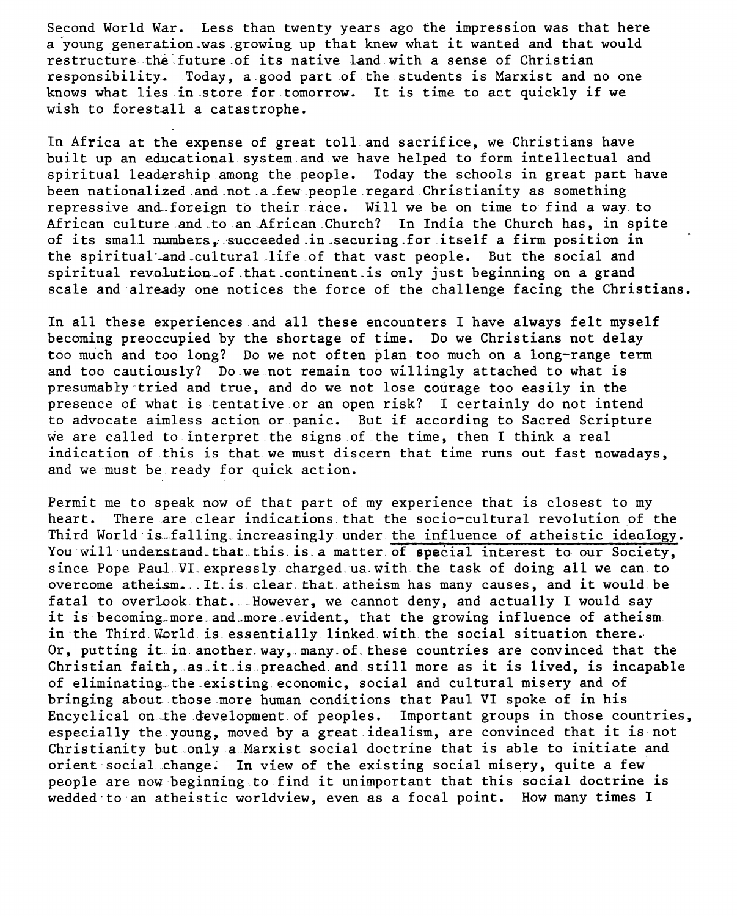Second World War. Less than twenty years ago the impression was that here a young generation was growing up that knew what it wanted and that would restructure the future of its native land with a sense of Christian responsibility. Today, a good part of the students is Marxist and no one knows what lies in store for tomorrow. It is time to act quickly if we wish to forestall a catastrophe.

In Africa at the expense of great toll and sacrifice, we Christians have built up an educational system and we have helped to form intellectual and spiritual leadership among the people. Today the schools in great part have been nationalized and not a few people regard Christianity as something repressive and foreign to their race. Will we be on time to find a way to African culture and to an African Church? In India the Church has, in spite of its small numbers, succeeded in securing for itself a firm position in the spiritual and cultural life of that vast people. But the social and spiritual revolution of that continent is only just beginning on a grand scale and already one notices the force of the challenge facing the Christians.

In all these experiences and all these encounters I have always felt myself becoming preoccupied by the shortage of time. Do we Christians not delay too much and too long? Do we not often plan too much on a long-range term and too cautiously? Do we not remain too willingly attached to what is presumably tried and true, and do we not lose courage too easily in the presence of what is tentative or an open risk? I certainly do not intend to advocate aimless action or panic. But if according to Sacred Scripture we are called to interpret the signs of the time, then I think a real indication of this is that we must discern that time runs out fast nowadays, and we must be ready for quick action.

Permit me to speak now of that part of my experience that is closest to my heart. There are clear indications that the socio-cultural revolution of the Third World is falling increasingly under the influence of atheistic ideology. You will understand that this is a matter of special interest to our Society, since Pope Paul VI expressly charged us with the task of doing all we can to overcome atheism. It is clear that atheism has many causes, and it would be fatal to overlook that. However, we cannot deny, and actually I would say it is becoming more and more evident, that the growing influence of atheism in the Third World is essentially linked with the social situation there. Or, putting it in another way, many of these countries are convinced that the Christian faith, as it is preached and still more as it is lived, is incapable of eliminating the existing economic, social and cultural misery and of bringing about those more human conditions that Paul VI spoke of in his Encyclical on the development of peoples. Important groups in those countries, especially the young, moved by a great idealism, are convinced that it is not Christianity but only a Marxist social doctrine that is able to initiate and orient social change. In view of the existing social misery, quite a few people are now beginning to find it unimportant that this social doctrine is wedded to an atheistic worldview, even as a focal point. How many times I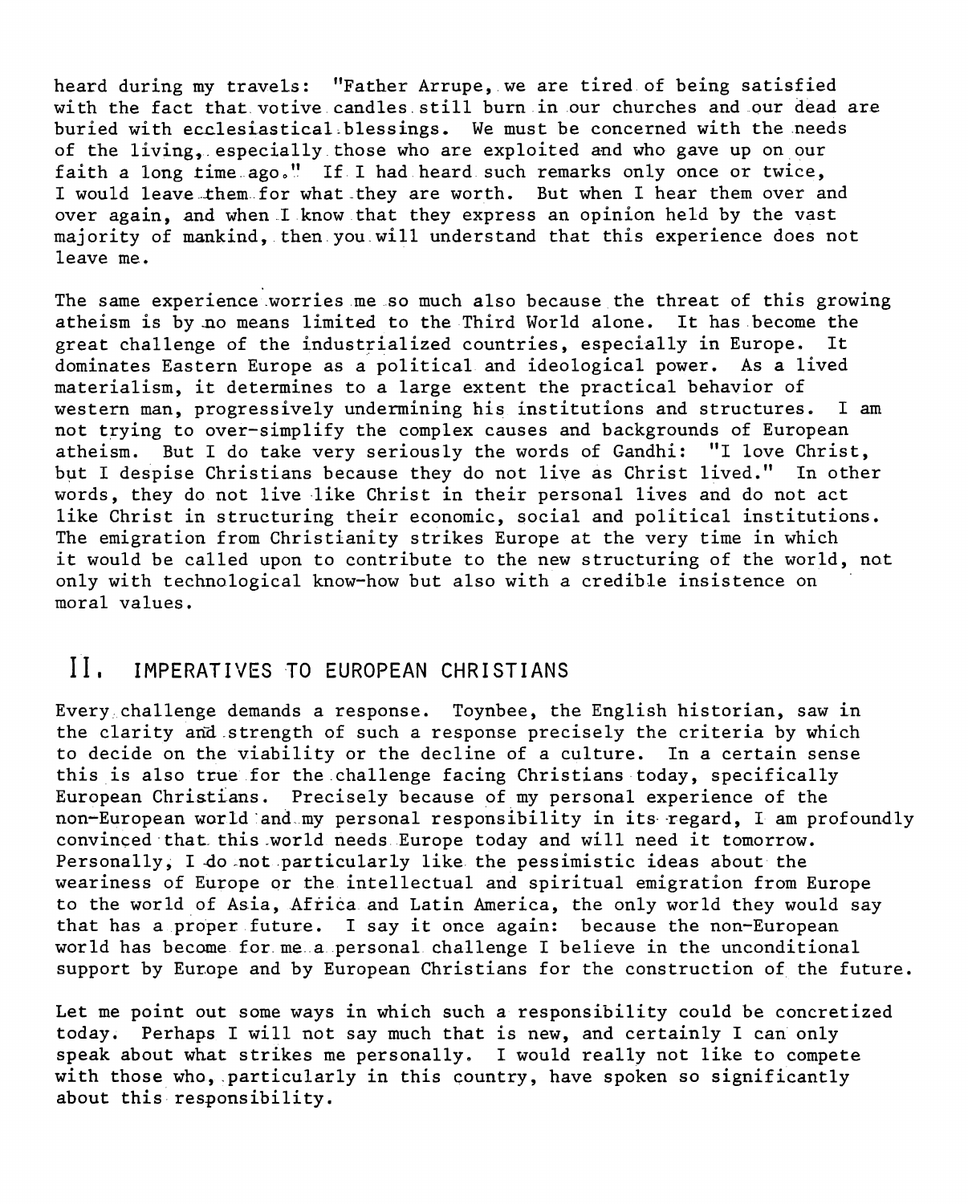heard during my travels: "Father Arrupe, we are tired of being satisfied with the fact that votive candles still burn in our churches and our dead are buried with ecclesiastical blessings. We must be concerned with the needs of the living, especially those who are exploited and who gave up on our faith a long time ago." If I had heard such remarks only once or twice, I would leave them for what they are worth. But when I hear them over and over again, and when I know that they express an opinion held by the vast majority of mankind, then you will understand that this experience does not leave me.

The same experience worries me so much also because the threat of this growing atheism is by no means limited to the Third World alone. It has become the great challenge of the industrialized countries, especially in Europe. It dominates Eastern Europe as a political and ideological power. As a lived materialism, it determines to a large extent the practical behavior of western man, progressively undermining his institutions and structures. I am not trying to over-simplify the complex causes and backgrounds of European atheism. But I do take very seriously the words of Gandhi: "I love Christ, but I despise Christians because they do not live as Christ lived." In other words, they do not live like Christ in their personal lives and do not act like Christ in structuring their economic, social and political institutions. The emigration from Christianity strikes Europe at the very time in which it would be called upon to contribute to the new structuring of the world, not only with technological know-how but also with a credible insistence on moral values.

## II. IMPERATIVES TO EUROPEAN CHRISTIANS

Every challenge demands a response. Toynbee, the English historian, saw in the clarity and strength of such a response precisely the criteria by which to decide on the viability or the decline of a culture. In a certain sense this is also true for the challenge facing Christians today, specifically European Christians. Precisely because of my personal experience of the non-European world and my personal responsibility in its regard, I am profoundly convinced that this world needs Europe today and will need it tomorrow. Personally, I do not particularly like the pessimistic ideas about the weariness of Europe or the intellectual and spiritual emigration from Europe to the world of Asia, Africa and Latin America, the only world they would say that has a proper future. I say it once again: because the non-European world has become for me a personal challenge I believe in the unconditional support by Europe and by European Christians for the construction of the future.

Let me point out some ways in which such a responsibility could be concretized today. Perhaps I will not say much that is new, and certainly I can only speak about what strikes me personally. I would really not like to compete with those who, particularly in this country, have spoken so significantly about this responsibility.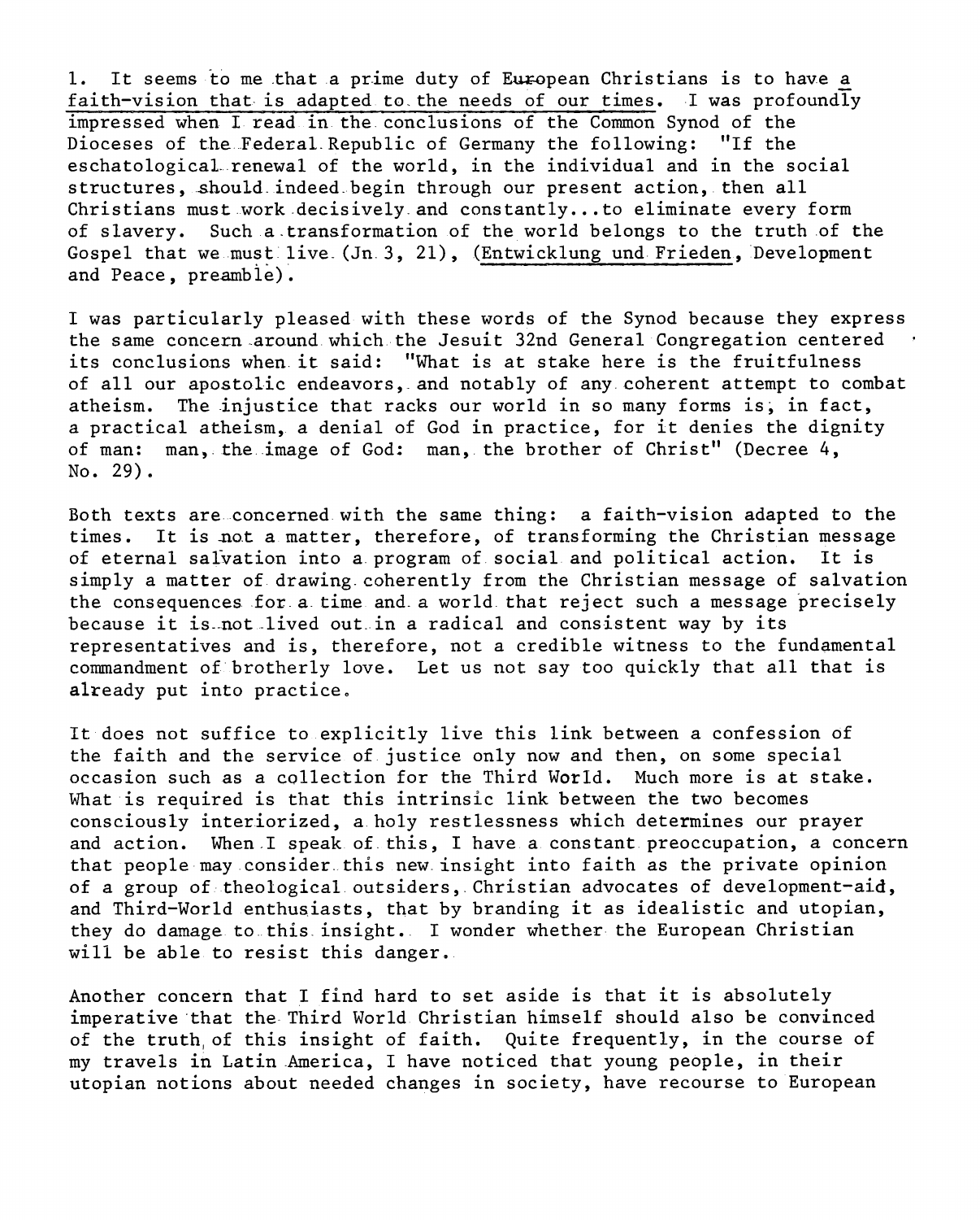1. It seems to me that a prime duty of European Christians is to have <u>a faith-vision that is adapted to the needs of our times</u>. I was profoundly impressed when I read in the conclusions of the Common Synod of the Dioceses of the Federal Republic of Germany the following: "If the eschatological renewal of the world, in the individual and in the social structures, should indeed begin through our present action, then all Christians must work decisively and constantly...to eliminate every form of slavery. Such a transformation of the world belongs to the truth of the Gospel that we must live (Jn 3, 21), (<u>Entwicklung und Frieden</u>, Development and Peace, preamble).

I was particularly pleased with these words of the Synod because they express the same concern around which the Jesuit 32nd General Congregation centered its conclusions when it said: "What is at stake here is the fruitfulness of all our apostolic endeavors, and notably of any coherent attempt to combat atheism. The injustice that racks our world in so many forms is, in fact, a practical atheism, a denial of God in practice, for it denies the dignity of man: man, the image of God: man, the brother of Christ" (Decree 4, No. 29).

Both texts are concerned with the same thing: a faith-vision adapted to the times. It is not a matter, therefore, of transforming the Christian message of eternal salvation into a program of social and political action. It is simply a matter of drawing coherently from the Christian message of salvation the consequences for a time and a world that reject such a message precisely because it is not lived out in a radical and consistent way by its representatives and is, therefore, not a credible witness to the fundamental commandment of brotherly love. Let us not say too quickly that all that is already put into practice.

It does not suffice to explicitly live this link between a confession of the faith and the service of justice only now and then, on some special occasion such as a collection for the Third World. Much more is at stake. What is required is that this intrinsic link between the two becomes consciously interiorized, a holy restlessness which determines our prayer and action. When I speak of this, I have a constant preoccupation, a concern that people may consider this new insight into faith as the private opinion of a group of theological outsiders, Christian advocates of development-aid, and Third-World enthusiasts, that by branding it as idealistic and utopian, they do damage to this insight. I wonder whether the European Christian will be able to resist this danger.

Another concern that I find hard to set aside is that it is absolutely imperative that the Third World Christian himself should also be convinced of the truth of this insight of faith. Quite frequently, in the course of my travels in Latin America, I have noticed that young people, in their utopian notions about needed changes in society, have recourse to European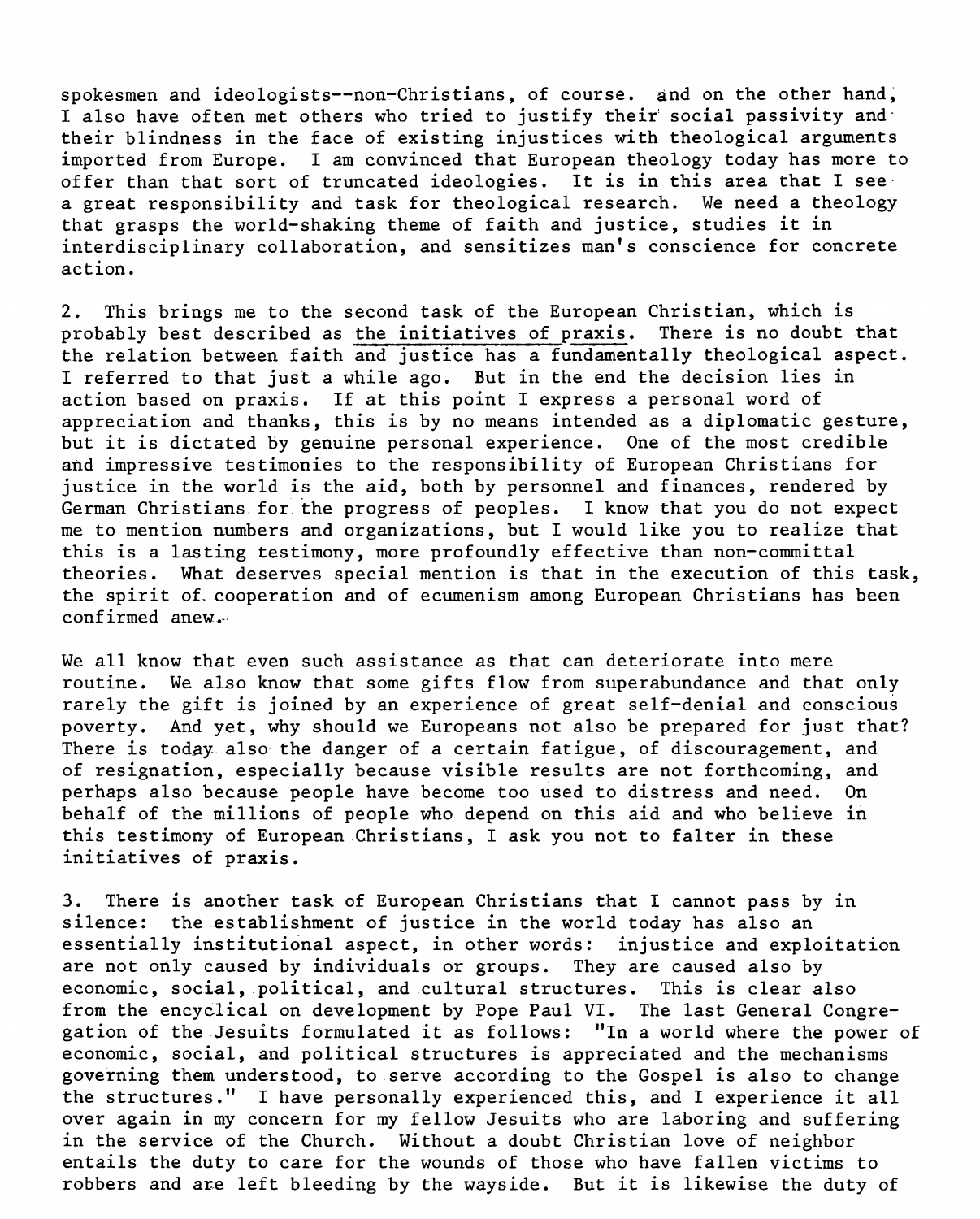spokesmen and ideologists--non-Christians, of course. and on the other hand, I also have often met others who tried to justify their social passivity and their blindness in the face of existing injustices with theological arguments imported from Europe. I am convinced that European theology today has more to offer than that sort of truncated ideologies. It is in this area that I see a great responsibility and task for theological research. We need a theology that grasps the world-shaking theme of faith and justice, studies it in interdisciplinary collaboration, and sensitizes man's conscience for concrete action.

2. This brings me to the second task of the European Christian, which is probably best described as <u>the initiatives of praxis</u>. There is no doubt that the relation between faith and justice has a fundamentally theological aspect. I referred to that just a while ago. But in the end the decision lies in action based on praxis. If at this point I express a personal word of appreciation and thanks, this is by no means intended as a diplomatic gesture, but it is dictated by genuine personal experience. One of the most credible and impressive testimonies to the responsibility of European Christians for justice in the world is the aid, both by personnel and finances, rendered by German Christians for the progress of peoples. I know that you do not expect me to mention numbers and organizations, but I would like you to realize that this is a lasting testimony, more profoundly effective than non-committal theories. What deserves special mention is that in the execution of this task, the spirit of cooperation and of ecumenism among European Christians has been confirmed anew.

We all know that even such assistance as that can deteriorate into mere routine. We also know that some gifts flow from superabundance and that only rarely the gift is joined by an experience of great self-denial and conscious poverty. And yet, why should we Europeans not also be prepared for just that? There is today also the danger of a certain fatigue, of discouragement, and of resignation, especially because visible results are not forthcoming, and perhaps also because people have become too used to distress and need. On behalf of the millions of people who depend on this aid and who believe in this testimony of European Christians, I ask you not to falter in these initiatives of praxis.

3. There is another task of European Christians that I cannot pass by in silence: the establishment of justice in the world today has also an essentially institutional aspect, in other words: injustice and exploitation are not only caused by individuals or groups. They are caused also by economic, social, political, and cultural structures. This is clear also from the encyclical on development by Pope Paul VI. The last General Congregation of the Jesuits formulated it as follows: "In a world where the power of economic, social, and political structures is appreciated and the mechanisms governing them understood, to serve according to the Gospel is also to change the structures." I have personally experienced this, and I experience it all over again in my concern for my fellow Jesuits who are laboring and suffering in the service of the Church. Without a doubt Christian love of neighbor entails the duty to care for the wounds of those who have fallen victims to robbers and are left bleeding by the wayside. But it is likewise the duty of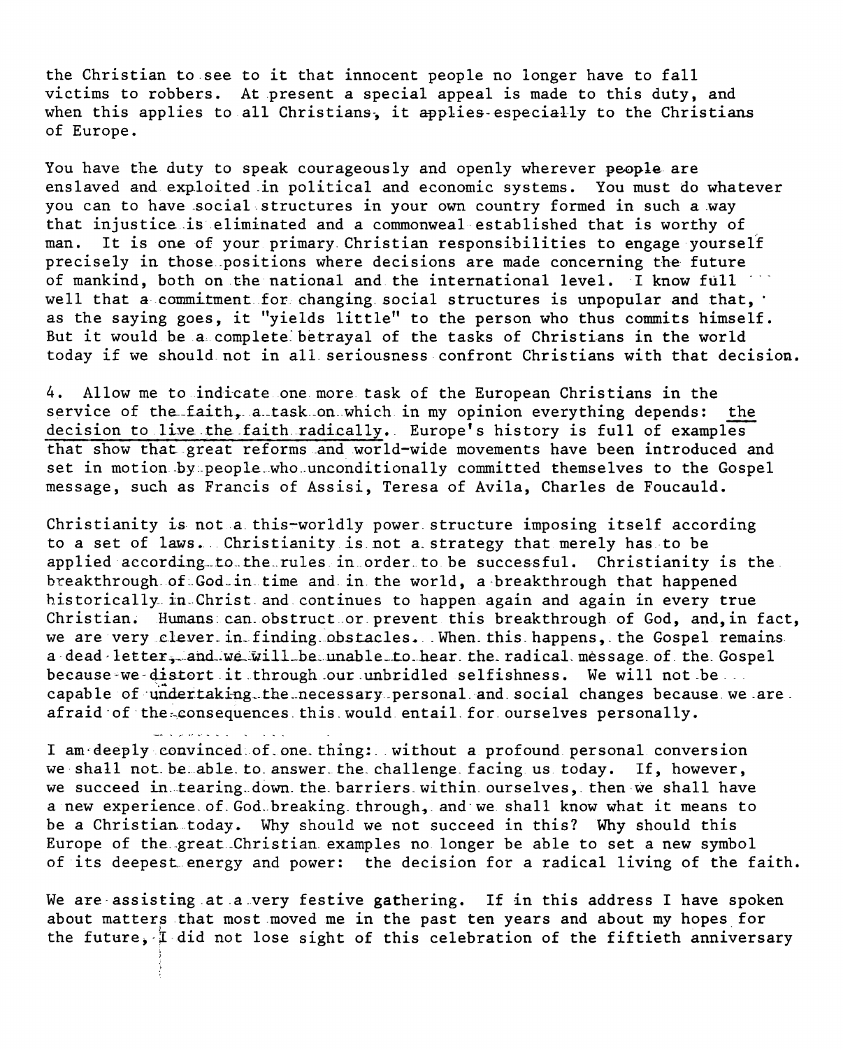the Christian to see to it that innocent people no longer have to fall victims to robbers. At present a special appeal is made to this duty, and when this applies to all Christians, it applies especially to the Christians of Europe.

You have the duty to speak courageously and openly wherever people are enslaved and exploited in political and economic systems. You must do whatever you can to have social structures in your own country formed in such a way that injustice is eliminated and a commonweal established that is worthy of man. It is one of your primary Christian responsibilities to engage yourself precisely in those positions where decisions are made concerning the future of mankind, both on the national and the international level. I know full well that a commitment for changing social structures is unpopular and that, as the saying goes, it "yields little" to the person who thus commits himself. But it would be a complete betrayal of the tasks of Christians in the world today if we should not in all seriousness confront Christians with that decision.

4. Allow me to indicate one more task of the European Christians in the service of the faith, a task on which in my opinion everything depends: <u>the decision to live the faith radically</u>. Europe's history is full of examples that show that great reforms and world-wide movements have been introduced and set in motion by people who unconditionally committed themselves to the Gospel message, such as Francis of Assisi, Teresa of Avila, Charles de Foucauld.

Christianity is not a this-worldly power structure imposing itself according to a set of laws. Christianity is not a strategy that merely has to be applied according to the rules in order to be successful. Christianity is the breakthrough of God in time and in the world, a breakthrough that happened historically in Christ and continues to happen again and again in every true Christian. Humans can obstruct or prevent this breakthrough of God, and, in fact, we are very clever in finding obstacles. When this happens, the Gospel remains a dead letter, and we will be unable to hear the radical message of the Gospel because we distort it through our unbridled selfishness. We will not be capable of undertaking the necessary personal and social changes because we are afraid of the consequences this would entail for ourselves personally.

I am deeply convinced of one thing: without a profound personal conversion we shall not be able to answer the challenge facing us today. If, however, we succeed in tearing down the barriers within ourselves, then we shall have a new experience of God breaking through, and we shall know what it means to be a Christian today. Why should we not succeed in this? Why should this Europe of the great Christian examples no longer be able to set a new symbol of its deepest energy and power: the decision for a radical living of the faith.

We are assisting at a very festive gathering. If in this address I have spoken about matters that most moved me in the past ten years and about my hopes for the future, I did not lose sight of this celebration of the fiftieth anniversary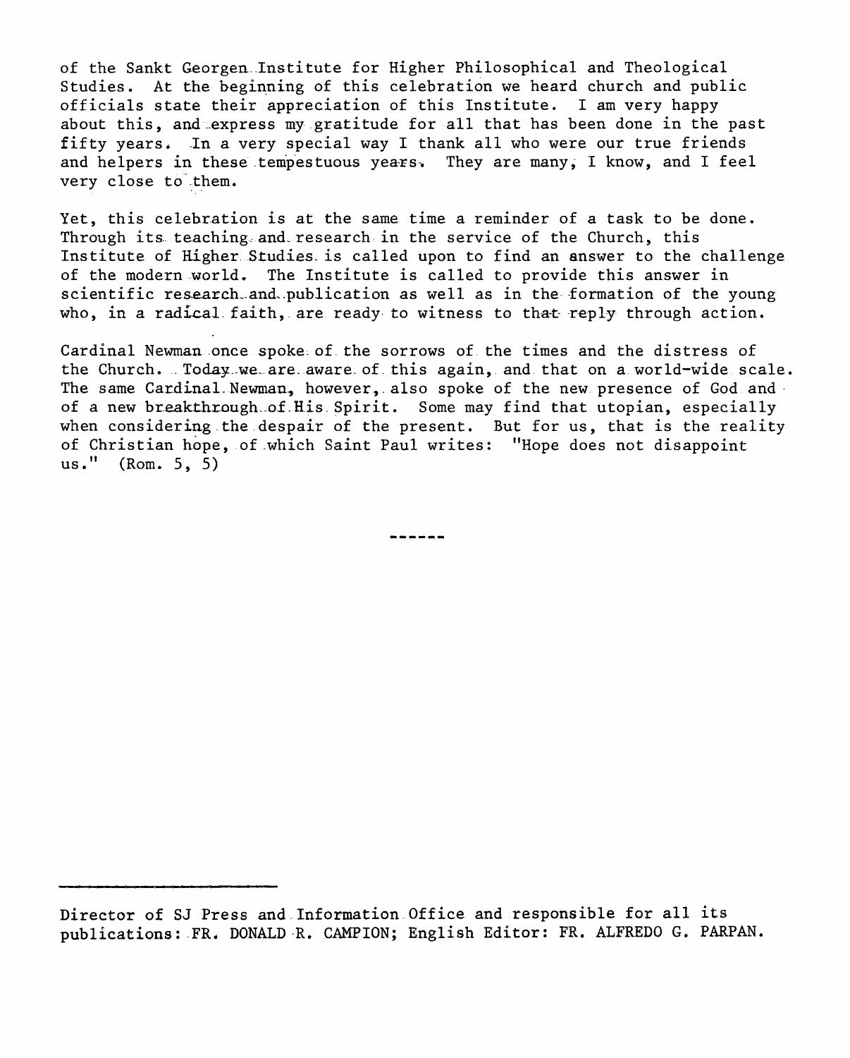of the Sankt Georgen Institute for Higher Philosophical and Theological Studies. At the beginning of this celebration we heard church and public officials state their appreciation of this Institute. I am very happy about this, and express my gratitude for all that has been done in the past fifty years. In a very special way I thank all who were our true friends and helpers in these tempestuous years. They are many, I know, and I feel very close to them.

Yet, this celebration is at the same time a reminder of a task to be done. Through its teaching and research in the service of the Church, this Institute of Higher Studies is called upon to find an answer to the challenge of the modern world. The Institute is called to provide this answer in scientific research and publication as well as in the formation of the young who, in a radical faith, are ready to witness to that reply through action.

Cardinal Newman once spoke of the sorrows of the times and the distress of the Church. Today we are aware of this again, and that on a world-wide scale. The same Cardinal Newman, however, also spoke of the new presence of God and of a new breakthrough of His Spirit. Some may find that utopian, especially when considering the despair of the present. But for us, that is the reality of Christian hope, of which Saint Paul writes: "Hope does not disappoint us." (Rom. 5, 5)

------

---

Director of SJ Press and Information Office and responsible for all its publications: FR. DONALD R. CAMPION; English Editor: FR. ALFREDO G. PARPAN.